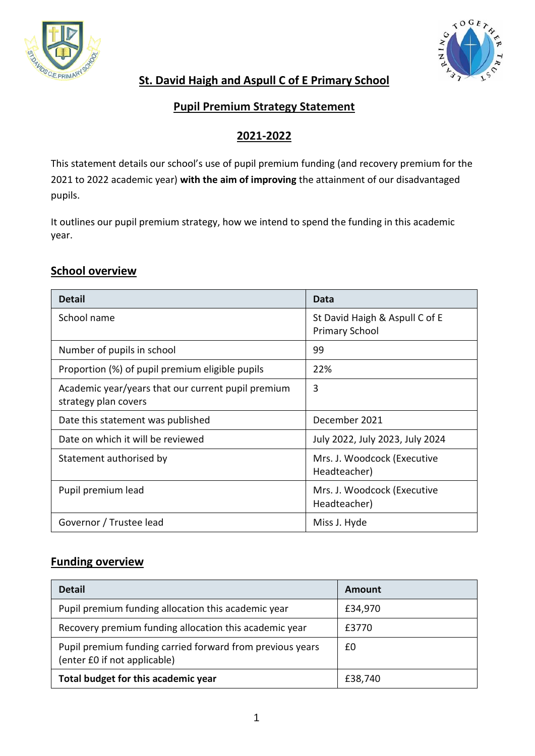# St. David Haigh and Aspull C of E Primary School

## Pupil Premium Strategy Statement

## 2021-2022

This statement details our school's use of pupil premium funding (and recovery premium for the 2021 to 2022 academic year) **with the aim of improving** the attainment of our disadvantaged pupils.

It outlines our pupil premium strategy, how we intend to spend the funding in this academic year.

## School overview

| Detail | Data |
|---|---|
| School name | St David Haigh & Aspull C of E Primary School |
| Number of pupils in school | 99 |
| Proportion (%) of pupil premium eligible pupils | 22% |
| Academic year/years that our current pupil premium strategy plan covers | 3 |
| Date this statement was published | December 2021 |
| Date on which it will be reviewed | July 2022, July 2023, July 2024 |
| Statement authorised by | Mrs. J. Woodcock (Executive Headteacher) |
| Pupil premium lead | Mrs. J. Woodcock (Executive Headteacher) |
| Governor / Trustee lead | Miss J. Hyde |

## Funding overview

| Detail | Amount |
|---|---|
| Pupil premium funding allocation this academic year | £34,970 |
| Recovery premium funding allocation this academic year | £3770 |
| Pupil premium funding carried forward from previous years (enter £0 if not applicable) | £0 |
| **Total budget for this academic year** | £38,740 |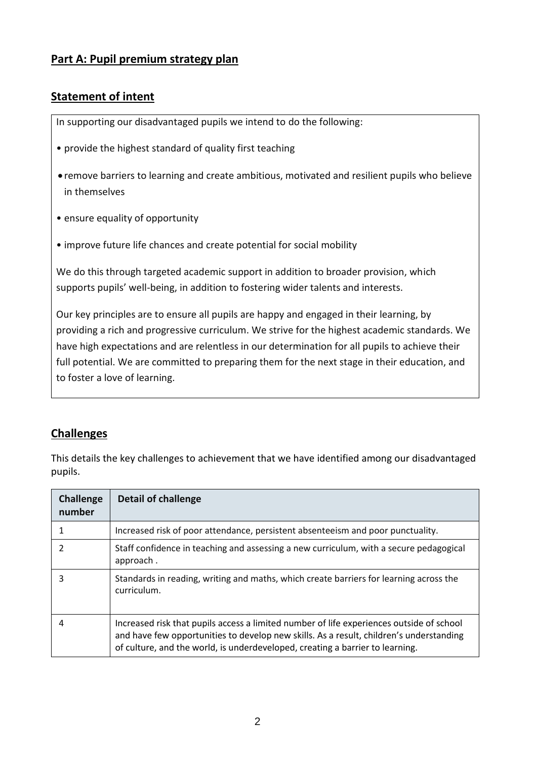## Part A: Pupil premium strategy plan

## Statement of intent

In supporting our disadvantaged pupils we intend to do the following:

- provide the highest standard of quality first teaching
- remove barriers to learning and create ambitious, motivated and resilient pupils who believe in themselves
- ensure equality of opportunity
- improve future life chances and create potential for social mobility

We do this through targeted academic support in addition to broader provision, which supports pupils' well-being, in addition to fostering wider talents and interests.

Our key principles are to ensure all pupils are happy and engaged in their learning, by providing a rich and progressive curriculum. We strive for the highest academic standards. We have high expectations and are relentless in our determination for all pupils to achieve their full potential. We are committed to preparing them for the next stage in their education, and to foster a love of learning.

## Challenges

This details the key challenges to achievement that we have identified among our disadvantaged pupils.

| Challenge number | Detail of challenge |
|---|---|
| 1 | Increased risk of poor attendance, persistent absenteeism and poor punctuality. |
| 2 | Staff confidence in teaching and assessing a new curriculum, with a secure pedagogical approach . |
| 3 | Standards in reading, writing and maths, which create barriers for learning across the curriculum. |
| 4 | Increased risk that pupils access a limited number of life experiences outside of school and have few opportunities to develop new skills. As a result, children's understanding of culture, and the world, is underdeveloped, creating a barrier to learning. |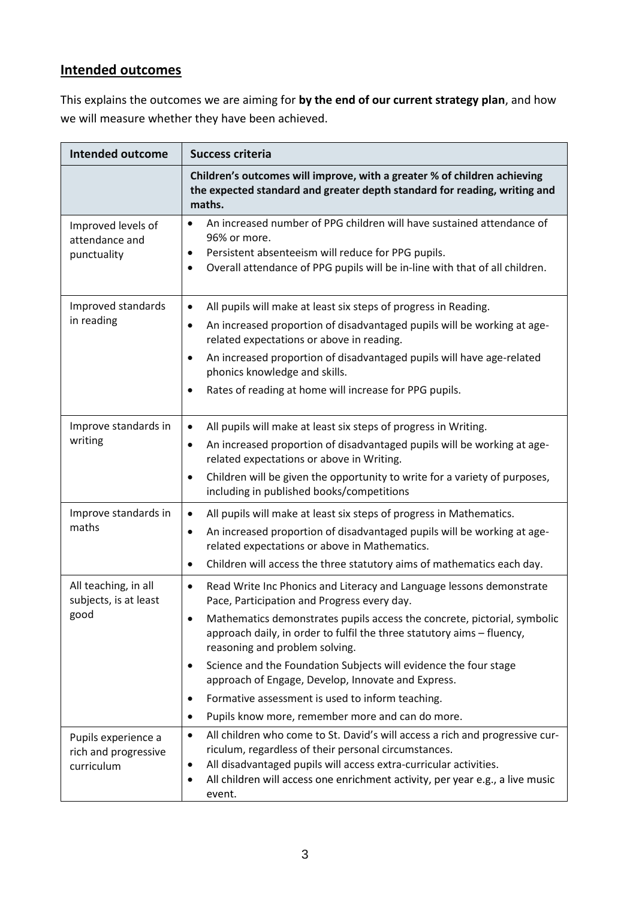## Intended outcomes

This explains the outcomes we are aiming for **by the end of our current strategy plan**, and how we will measure whether they have been achieved.

| Intended outcome | Success criteria |
| --- | --- |
| | **Children's outcomes will improve, with a greater % of children achieving the expected standard and greater depth standard for reading, writing and maths.** |
| Improved levels of attendance and punctuality | • An increased number of PPG children will have sustained attendance of 96% or more.<br>• Persistent absenteeism will reduce for PPG pupils.<br>• Overall attendance of PPG pupils will be in-line with that of all children. |
| Improved standards in reading | • All pupils will make at least six steps of progress in Reading.<br>• An increased proportion of disadvantaged pupils will be working at age-related expectations or above in reading.<br>• An increased proportion of disadvantaged pupils will have age-related phonics knowledge and skills.<br>• Rates of reading at home will increase for PPG pupils. |
| Improve standards in writing | • All pupils will make at least six steps of progress in Writing.<br>• An increased proportion of disadvantaged pupils will be working at age-related expectations or above in Writing.<br>• Children will be given the opportunity to write for a variety of purposes, including in published books/competitions |
| Improve standards in maths | • All pupils will make at least six steps of progress in Mathematics.<br>• An increased proportion of disadvantaged pupils will be working at age-related expectations or above in Mathematics.<br>• Children will access the three statutory aims of mathematics each day. |
| All teaching, in all subjects, is at least good | • Read Write Inc Phonics and Literacy and Language lessons demonstrate Pace, Participation and Progress every day.<br>• Mathematics demonstrates pupils access the concrete, pictorial, symbolic approach daily, in order to fulfil the three statutory aims – fluency, reasoning and problem solving.<br>• Science and the Foundation Subjects will evidence the four stage approach of Engage, Develop, Innovate and Express.<br>• Formative assessment is used to inform teaching.<br>• Pupils know more, remember more and can do more. |
| Pupils experience a rich and progressive curriculum | • All children who come to St. David's will access a rich and progressive curriculum, regardless of their personal circumstances.<br>• All disadvantaged pupils will access extra-curricular activities.<br>• All children will access one enrichment activity, per year e.g., a live music event. |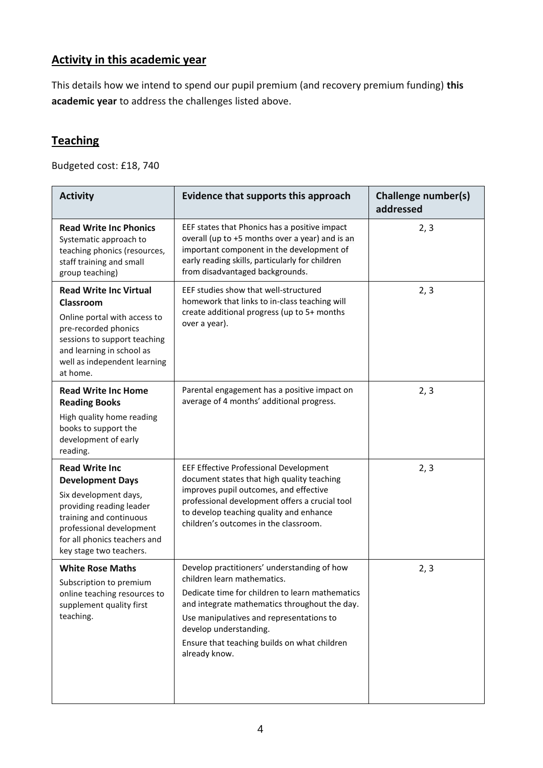## Activity in this academic year

This details how we intend to spend our pupil premium (and recovery premium funding) **this academic year** to address the challenges listed above.

## Teaching

Budgeted cost: £18, 740

| Activity | Evidence that supports this approach | Challenge number(s) addressed |
|---|---|---|
| **Read Write Inc Phonics** Systematic approach to teaching phonics (resources, staff training and small group teaching) | EEF states that Phonics has a positive impact overall (up to +5 months over a year) and is an important component in the development of early reading skills, particularly for children from disadvantaged backgrounds. | 2, 3 |
| **Read Write Inc Virtual Classroom** Online portal with access to pre-recorded phonics sessions to support teaching and learning in school as well as independent learning at home. | EEF studies show that well-structured homework that links to in-class teaching will create additional progress (up to 5+ months over a year). | 2, 3 |
| **Read Write Inc Home Reading Books** High quality home reading books to support the development of early reading. | Parental engagement has a positive impact on average of 4 months' additional progress. | 2, 3 |
| **Read Write Inc Development Days** Six development days, providing reading leader training and continuous professional development for all phonics teachers and key stage two teachers. | EEF Effective Professional Development document states that high quality teaching improves pupil outcomes, and effective professional development offers a crucial tool to develop teaching quality and enhance children's outcomes in the classroom. | 2, 3 |
| **White Rose Maths** Subscription to premium online teaching resources to supplement quality first teaching. | Develop practitioners' understanding of how children learn mathematics. Dedicate time for children to learn mathematics and integrate mathematics throughout the day. Use manipulatives and representations to develop understanding. Ensure that teaching builds on what children already know. | 2, 3 |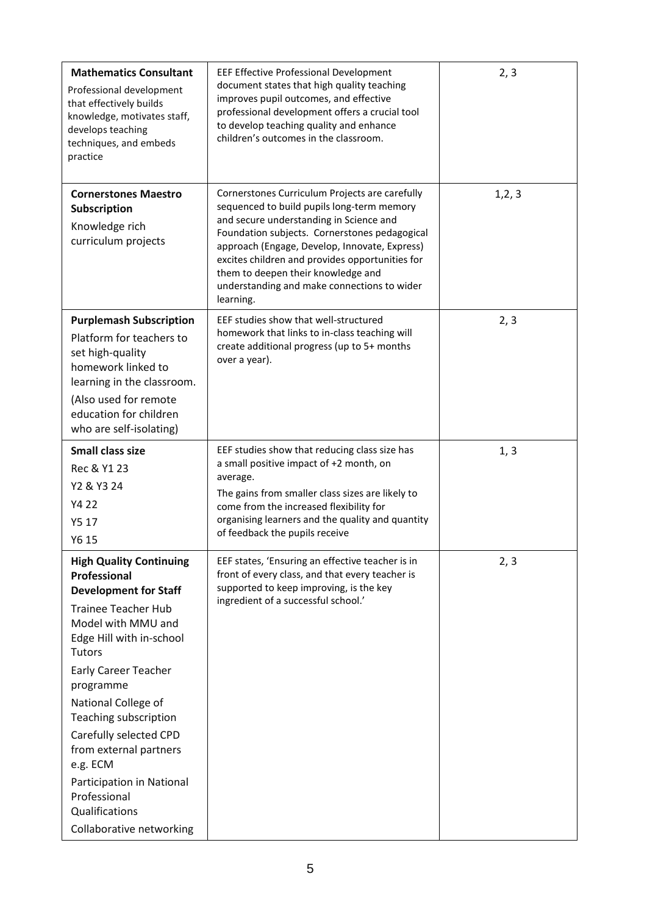| | | |
|---|---|---|
| **Mathematics Consultant**<br>Professional development that effectively builds knowledge, motivates staff, develops teaching techniques, and embeds practice | EEF Effective Professional Development document states that high quality teaching improves pupil outcomes, and effective professional development offers a crucial tool to develop teaching quality and enhance children's outcomes in the classroom. | 2, 3 |
| **Cornerstones Maestro Subscription**<br>Knowledge rich curriculum projects | Cornerstones Curriculum Projects are carefully sequenced to build pupils long-term memory and secure understanding in Science and Foundation subjects. Cornerstones pedagogical approach (Engage, Develop, Innovate, Express) excites children and provides opportunities for them to deepen their knowledge and understanding and make connections to wider learning. | 1,2, 3 |
| **Purplemash Subscription**<br>Platform for teachers to set high-quality homework linked to learning in the classroom.<br>(Also used for remote education for children who are self-isolating) | EEF studies show that well-structured homework that links to in-class teaching will create additional progress (up to 5+ months over a year). | 2, 3 |
| **Small class size**<br>Rec & Y1 23<br>Y2 & Y3 24<br>Y4 22<br>Y5 17<br>Y6 15 | EEF studies show that reducing class size has a small positive impact of +2 month, on average.<br>The gains from smaller class sizes are likely to come from the increased flexibility for organising learners and the quality and quantity of feedback the pupils receive | 1, 3 |
| **High Quality Continuing Professional Development for Staff**<br>Trainee Teacher Hub Model with MMU and Edge Hill with in-school Tutors<br>Early Career Teacher programme<br>National College of Teaching subscription<br>Carefully selected CPD from external partners e.g. ECM<br>Participation in National Professional Qualifications<br>Collaborative networking | EEF states, 'Ensuring an effective teacher is in front of every class, and that every teacher is supported to keep improving, is the key ingredient of a successful school.' | 2, 3 |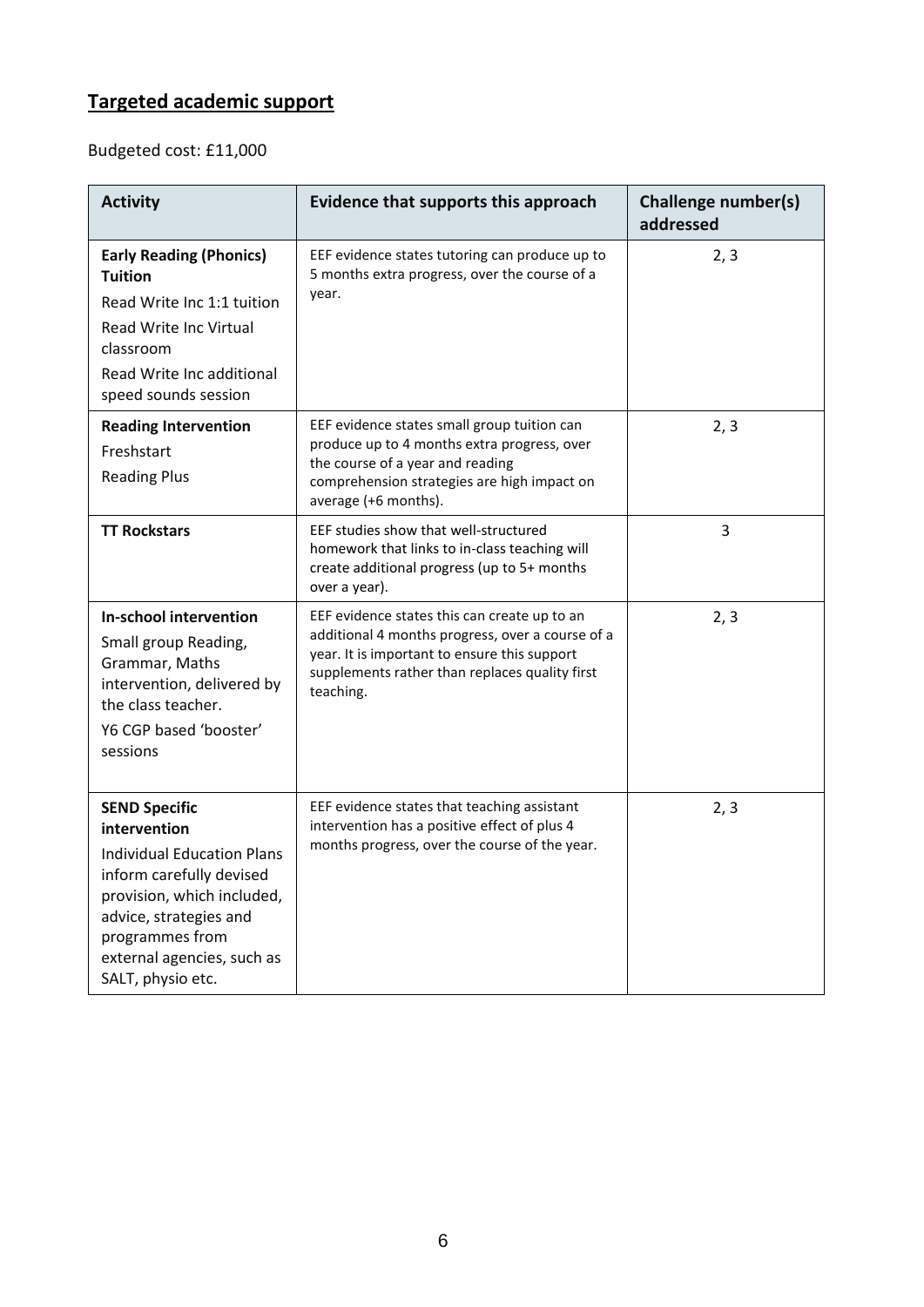## **Targeted academic support**

Budgeted cost: £11,000

| Activity | Evidence that supports this approach | Challenge number(s) addressed |
|---|---|---|
| **Early Reading (Phonics) Tuition**<br>Read Write Inc 1:1 tuition<br>Read Write Inc Virtual classroom<br>Read Write Inc additional speed sounds session | EEF evidence states tutoring can produce up to 5 months extra progress, over the course of a year. | 2, 3 |
| **Reading Intervention**<br>Freshstart<br>Reading Plus | EEF evidence states small group tuition can produce up to 4 months extra progress, over the course of a year and reading comprehension strategies are high impact on average (+6 months). | 2, 3 |
| **TT Rockstars** | EEF studies show that well-structured homework that links to in-class teaching will create additional progress (up to 5+ months over a year). | 3 |
| **In-school intervention**<br>Small group Reading, Grammar, Maths intervention, delivered by the class teacher.<br>Y6 CGP based 'booster' sessions | EEF evidence states this can create up to an additional 4 months progress, over a course of a year. It is important to ensure this support supplements rather than replaces quality first teaching. | 2, 3 |
| **SEND Specific intervention**<br>Individual Education Plans inform carefully devised provision, which included, advice, strategies and programmes from external agencies, such as SALT, physio etc. | EEF evidence states that teaching assistant intervention has a positive effect of plus 4 months progress, over the course of the year. | 2, 3 |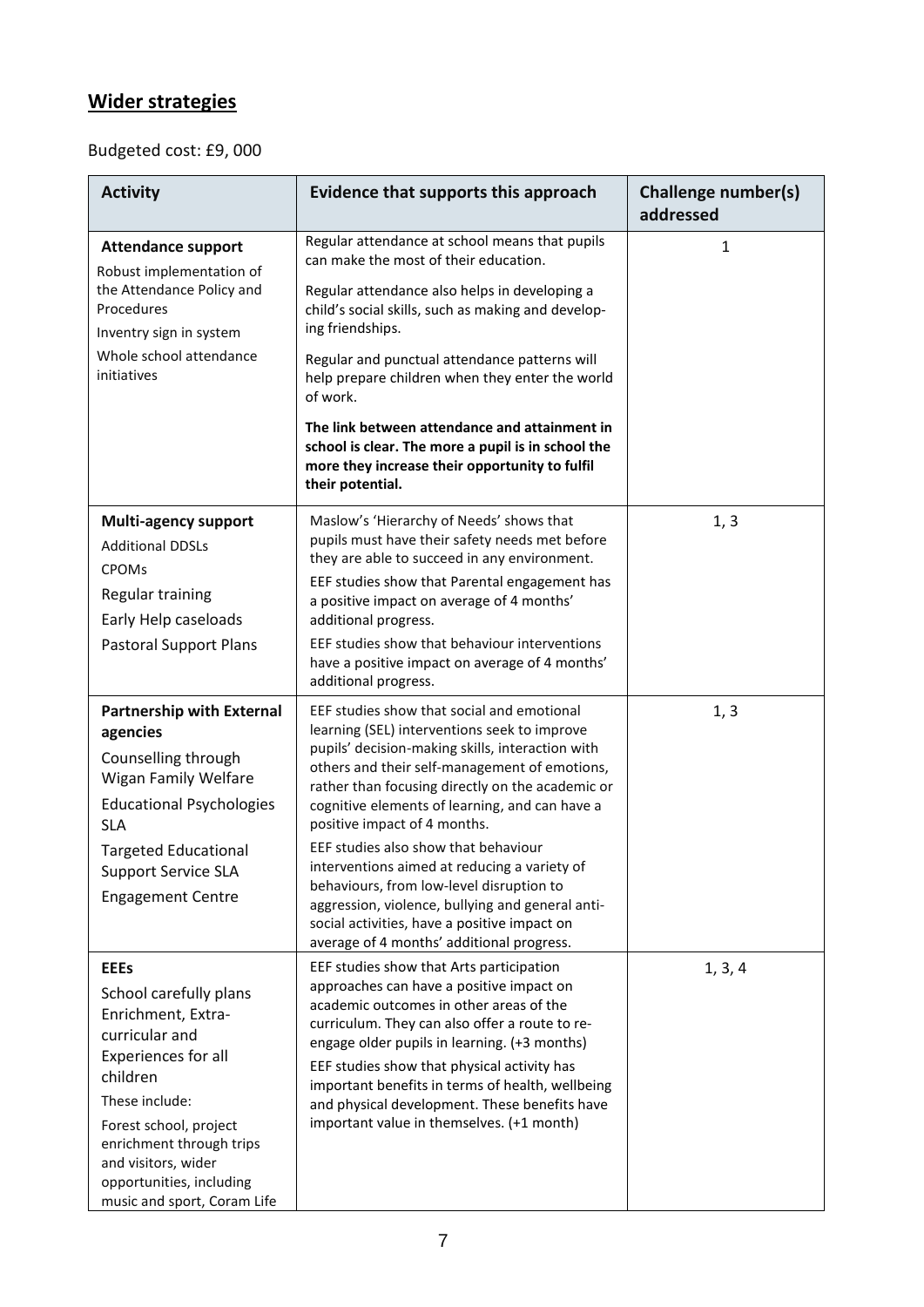## Wider strategies

Budgeted cost: £9, 000

| Activity | Evidence that supports this approach | Challenge number(s) addressed |
|---|---|---|
| **Attendance support**<br>Robust implementation of the Attendance Policy and Procedures<br>Inventry sign in system<br>Whole school attendance initiatives | Regular attendance at school means that pupils can make the most of their education.<br>Regular attendance also helps in developing a child's social skills, such as making and developing friendships.<br>Regular and punctual attendance patterns will help prepare children when they enter the world of work.<br>**The link between attendance and attainment in school is clear. The more a pupil is in school the more they increase their opportunity to fulfil their potential.** | 1 |
| **Multi-agency support**<br>Additional DDSLs<br>CPOMs<br>Regular training<br>Early Help caseloads<br>Pastoral Support Plans | Maslow's 'Hierarchy of Needs' shows that pupils must have their safety needs met before they are able to succeed in any environment.<br>EEF studies show that Parental engagement has a positive impact on average of 4 months' additional progress.<br>EEF studies show that behaviour interventions have a positive impact on average of 4 months' additional progress. | 1, 3 |
| **Partnership with External agencies**<br>Counselling through Wigan Family Welfare<br>Educational Psychologies SLA<br>Targeted Educational Support Service SLA<br>Engagement Centre | EEF studies show that social and emotional learning (SEL) interventions seek to improve pupils' decision-making skills, interaction with others and their self-management of emotions, rather than focusing directly on the academic or cognitive elements of learning, and can have a positive impact of 4 months.<br>EEF studies also show that behaviour interventions aimed at reducing a variety of behaviours, from low-level disruption to aggression, violence, bullying and general anti-social activities, have a positive impact on average of 4 months' additional progress. | 1, 3 |
| **EEEs**<br>School carefully plans Enrichment, Extra-curricular and Experiences for all children<br>These include:<br>Forest school, project enrichment through trips and visitors, wider opportunities, including music and sport, Coram Life | EEF studies show that Arts participation approaches can have a positive impact on academic outcomes in other areas of the curriculum. They can also offer a route to re-engage older pupils in learning. (+3 months)<br>EEF studies show that physical activity has important benefits in terms of health, wellbeing and physical development. These benefits have important value in themselves. (+1 month) | 1, 3, 4 |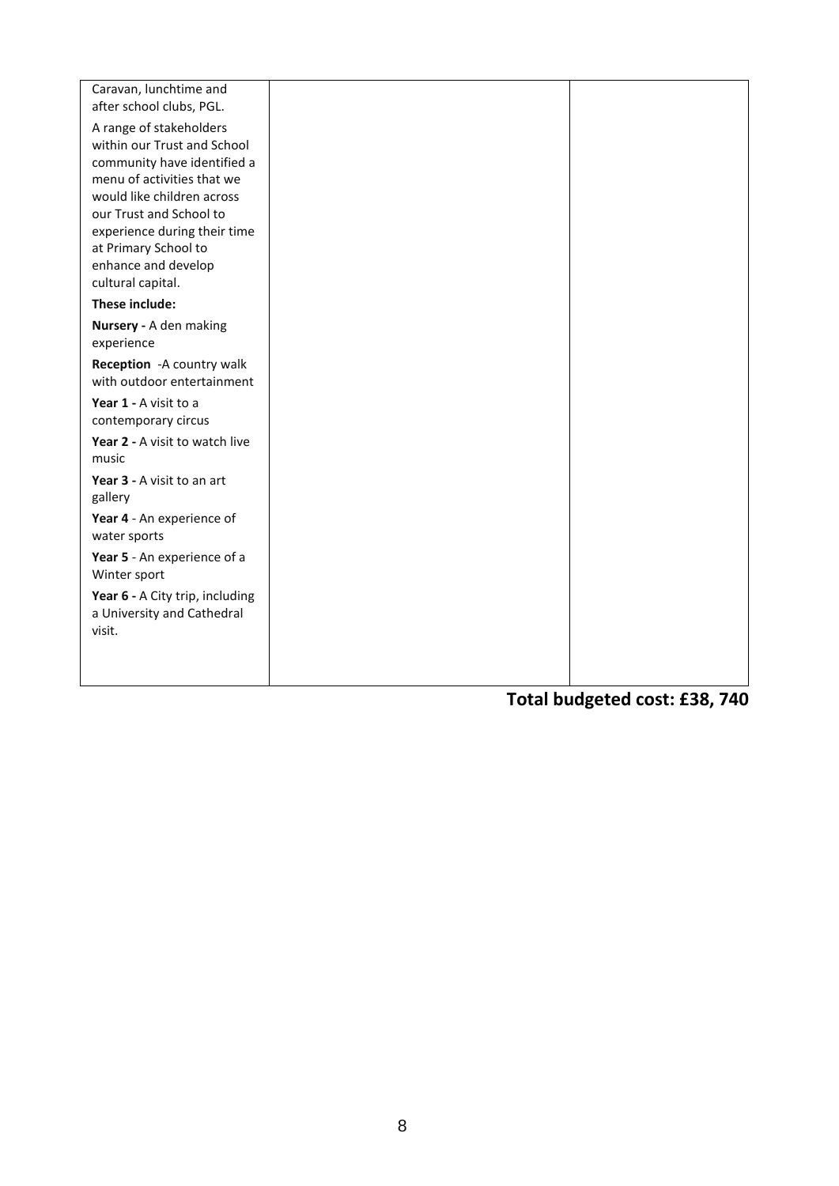| | | |
|---|---|---|
| Caravan, lunchtime and after school clubs, PGL.<br><br>A range of stakeholders within our Trust and School community have identified a menu of activities that we would like children across our Trust and School to experience during their time at Primary School to enhance and develop cultural capital.<br><br>**These include:**<br><br>**Nursery -** A den making experience<br><br>**Reception** -A country walk with outdoor entertainment<br><br>**Year 1 -** A visit to a contemporary circus<br><br>**Year 2 -** A visit to watch live music<br><br>**Year 3 -** A visit to an art gallery<br><br>**Year 4** - An experience of water sports<br><br>**Year 5** - An experience of a Winter sport<br><br>**Year 6 -** A City trip, including a University and Cathedral visit. | | |

**Total budgeted cost: £38, 740**